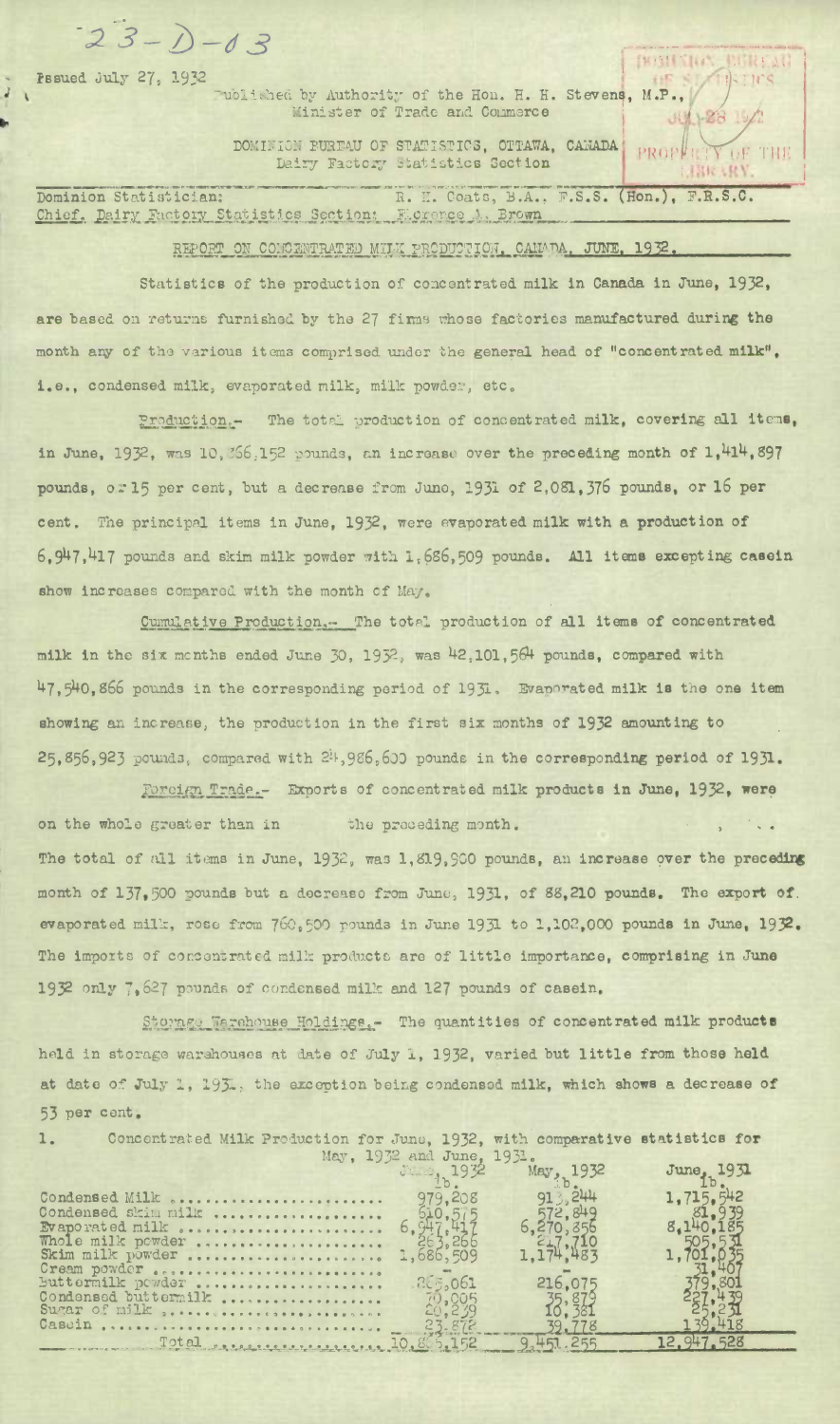23-D-13

Issued July 27, 1932

Published by Authority of the Hon. H. H. Stevens, M.P., Minister of Trade and Commerce

DOMINION BUREAU OF STATISTICS, OTTAWA, CANADA
Dairy Factory Statistics Section

DOMINION BUREAU OF STATISTICS
JUL 28 1932
PROPERTY OF THE LIBRARY

Dominion Statistician: R. H. Coats, B.A., F.S.S. (Hon.), F.R.S.C.
Chief, Dairy Factory Statistics Section: Florence A. Brown

## REPORT ON CONCENTRATED MILK PRODUCTION, CANADA, JUNE, 1932.

Statistics of the production of concentrated milk in Canada in June, 1932, are based on returns furnished by the 27 firms whose factories manufactured during the month any of the various items comprised under the general head of "concentrated milk", i.e., condensed milk, evaporated milk, milk powder, etc.

Production.- The total production of concentrated milk, covering all items, in June, 1932, was 10,866,152 pounds, an increase over the preceding month of 1,414,897 pounds, or 15 per cent, but a decrease from June, 1931 of 2,081,376 pounds, or 16 per cent. The principal items in June, 1932, were evaporated milk with a production of 6,947,417 pounds and skim milk powder with 1,686,509 pounds. All items excepting casein show increases compared with the month of May.

Cumulative Production.- The total production of all items of concentrated milk in the six months ended June 30, 1932, was 42,101,564 pounds, compared with 47,540,866 pounds in the corresponding period of 1931. Evaporated milk is the one item showing an increase, the production in the first six months of 1932 amounting to 25,856,923 pounds, compared with 24,986,600 pounds in the corresponding period of 1931.

Foreign Trade.- Exports of concentrated milk products in June, 1932, were on the whole greater than in the preceding month. The total of all items in June, 1932, was 1,819,900 pounds, an increase over the preceding month of 137,500 pounds but a decrease from June, 1931, of 88,210 pounds. The export of evaporated milk, rose from 760,500 pounds in June 1931 to 1,102,000 pounds in June, 1932. The imports of concentrated milk products are of little importance, comprising in June 1932 only 7,627 pounds of condensed milk and 127 pounds of casein.

Storage Warehouse Holdings.- The quantities of concentrated milk products held in storage warehouses at date of July 1, 1932, varied but little from those held at date of July 1, 1931, the exception being condensed milk, which shows a decrease of 53 per cent.

1. Concentrated Milk Production for June, 1932, with comparative statistics for May, 1932 and June, 1931.

| | June, 1932 lb. | May, 1932 lb. | June, 1931 lb. |
|---|---|---|---|
| Condensed Milk | 979,208 | 913,244 | 1,715,542 |
| Condensed skim milk | 610,575 | 572,849 | 81,939 |
| Evaporated milk | 6,947,417 | 6,270,856 | 8,140,185 |
| Whole milk powder | 263,266 | 217,710 | 505,531 |
| Skim milk powder | 1,686,509 | 1,174,483 | 1,701,035 |
| Cream powder | - | - | 31,407 |
| Buttermilk powder | 265,061 | 216,075 | 379,801 |
| Condensed buttermilk | 70,005 | 35,879 | 227,439 |
| Sugar of milk | 20,239 | 10,381 | 25,231 |
| Casein | 23,872 | 39,778 | 139,418 |
| Total | 10,866,152 | 9,451,255 | 12,947,528 |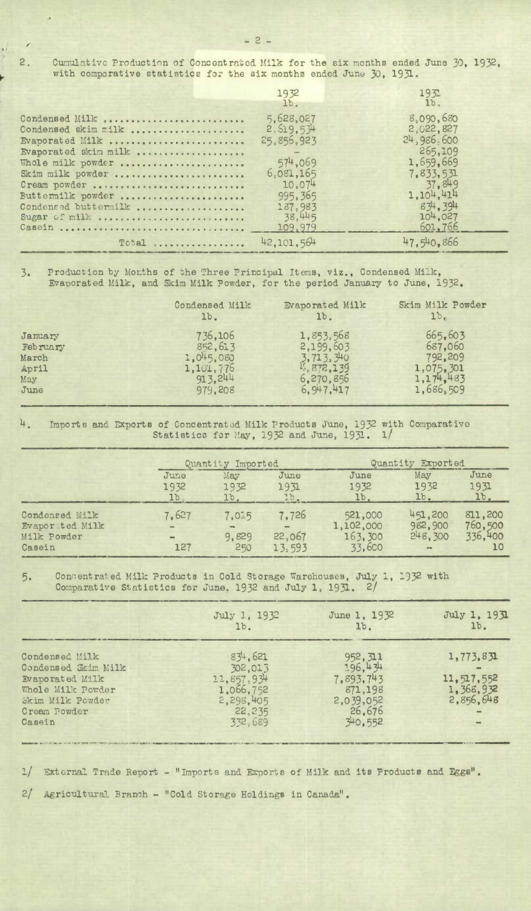2. Cumulative Production of Concentrated Milk for the six months ended June 30, 1932, with comparative statistics for the six months ended June 30, 1931.

| | 1932 lb. | 1931 lb. |
|---|---|---|
| Condensed Milk | 5,628,027 | 8,090,680 |
| Condensed skim milk | 2,519,534 | 2,022,827 |
| Evaporated Milk | 25,856,923 | 24,986,600 |
| Evaporated skim milk | - | 265,109 |
| Whole milk powder | 574,069 | 1,659,669 |
| Skim milk powder | 6,081,165 | 7,833,531 |
| Cream powder | 10,074 | 37,849 |
| Buttermilk powder | 995,365 | 1,104,414 |
| Condensed buttermilk | 187,983 | 834,394 |
| Sugar of milk | 38,445 | 104,027 |
| Casein | 109,979 | 601,766 |
| Total | 42,101,564 | 47,540,866 |

3. Production by Months of the Three Principal Items, viz., Condensed Milk, Evaporated Milk, and Skim Milk Powder, for the period January to June, 1932.

| | Condensed Milk lb. | Evaporated Milk lb. | Skim Milk Powder lb. |
|---|---|---|---|
| January | 736,106 | 1,853,568 | 665,603 |
| February | 852,613 | 2,199,603 | 687,060 |
| March | 1,045,080 | 3,713,340 | 792,209 |
| April | 1,101,776 | 4,872,139 | 1,075,301 |
| May | 913,244 | 6,270,856 | 1,174,483 |
| June | 979,208 | 6,947,417 | 1,686,509 |

4. Imports and Exports of Concentrated Milk Products June, 1932 with Comparative Statistics for May, 1932 and June, 1931. 1/

| | Quantity Imported | | | Quantity Exported | | |
|---|---|---|---|---|---|---|
| | June 1932 lb. | May 1932 lb. | June 1931 lb. | June 1932 lb. | May 1932 lb. | June 1931 lb. |
| Condensed Milk | 7,627 | 7,015 | 7,726 | 521,000 | 451,200 | 811,200 |
| Evaporated Milk | - | - | - | 1,102,000 | 982,900 | 760,500 |
| Milk Powder | - | 9,829 | 22,067 | 163,300 | 248,300 | 336,400 |
| Casein | 127 | 250 | 13,593 | 33,600 | - | 10 |

5. Concentrated Milk Products in Cold Storage Warehouses, July 1, 1932 with Comparative Statistics for June, 1932 and July 1, 1931. 2/

| | July 1, 1932 lb. | June 1, 1932 lb. | July 1, 1931 lb. |
|---|---|---|---|
| Condensed Milk | 834,621 | 952,311 | 1,773,831 |
| Condensed Skim Milk | 302,013 | 196,434 | - |
| Evaporated Milk | 11,857,934 | 7,893,743 | 11,517,552 |
| Whole Milk Powder | 1,066,752 | 871,198 | 1,368,932 |
| Skim Milk Powder | 2,298,405 | 2,039,052 | 2,856,648 |
| Cream Powder | 22,235 | 26,676 | - |
| Casein | 332,689 | 340,552 | - |

1/ External Trade Report - "Imports and Exports of Milk and its Products and Eggs".

2/ Agricultural Branch - "Cold Storage Holdings in Canada".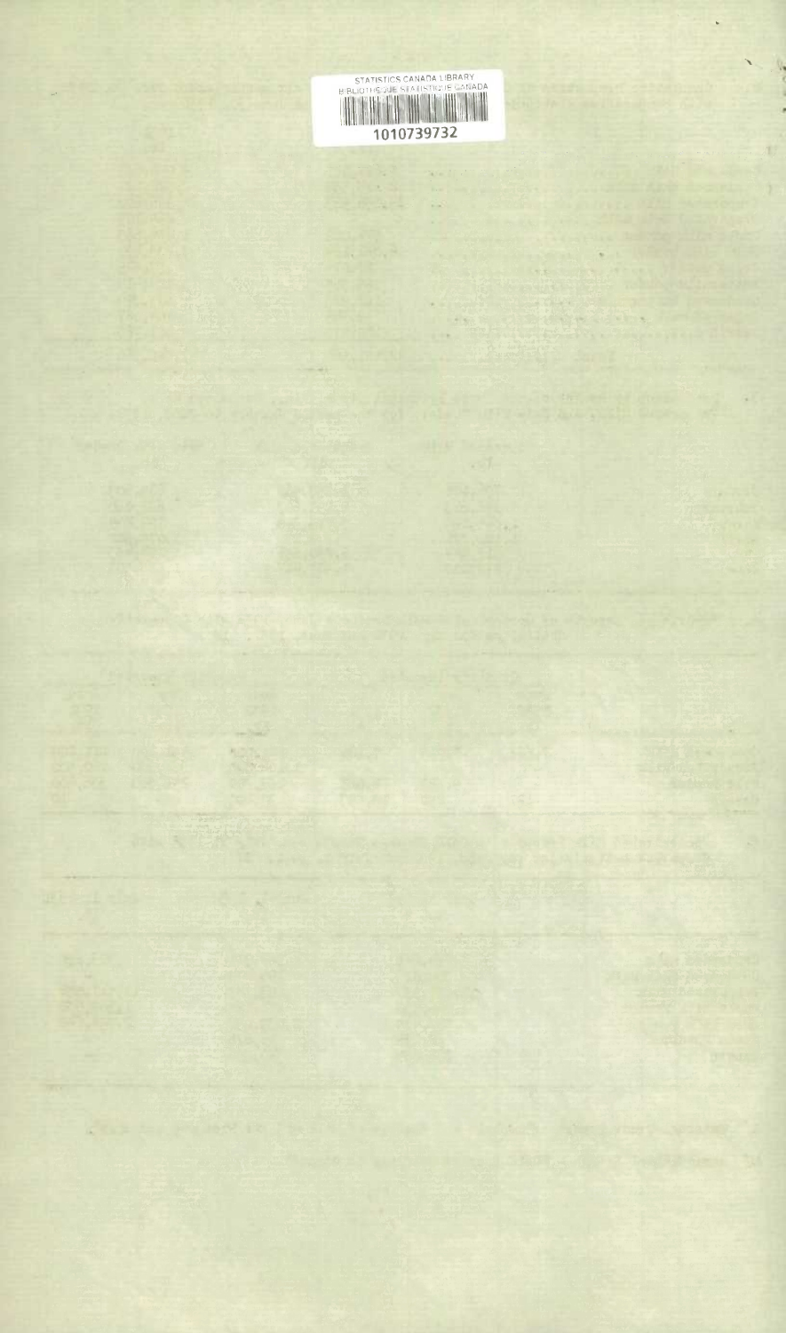STATISTICS CANADA LIBRARY
BIBLIOTHÈQUE STATISTIQUE CANADA

1010739732